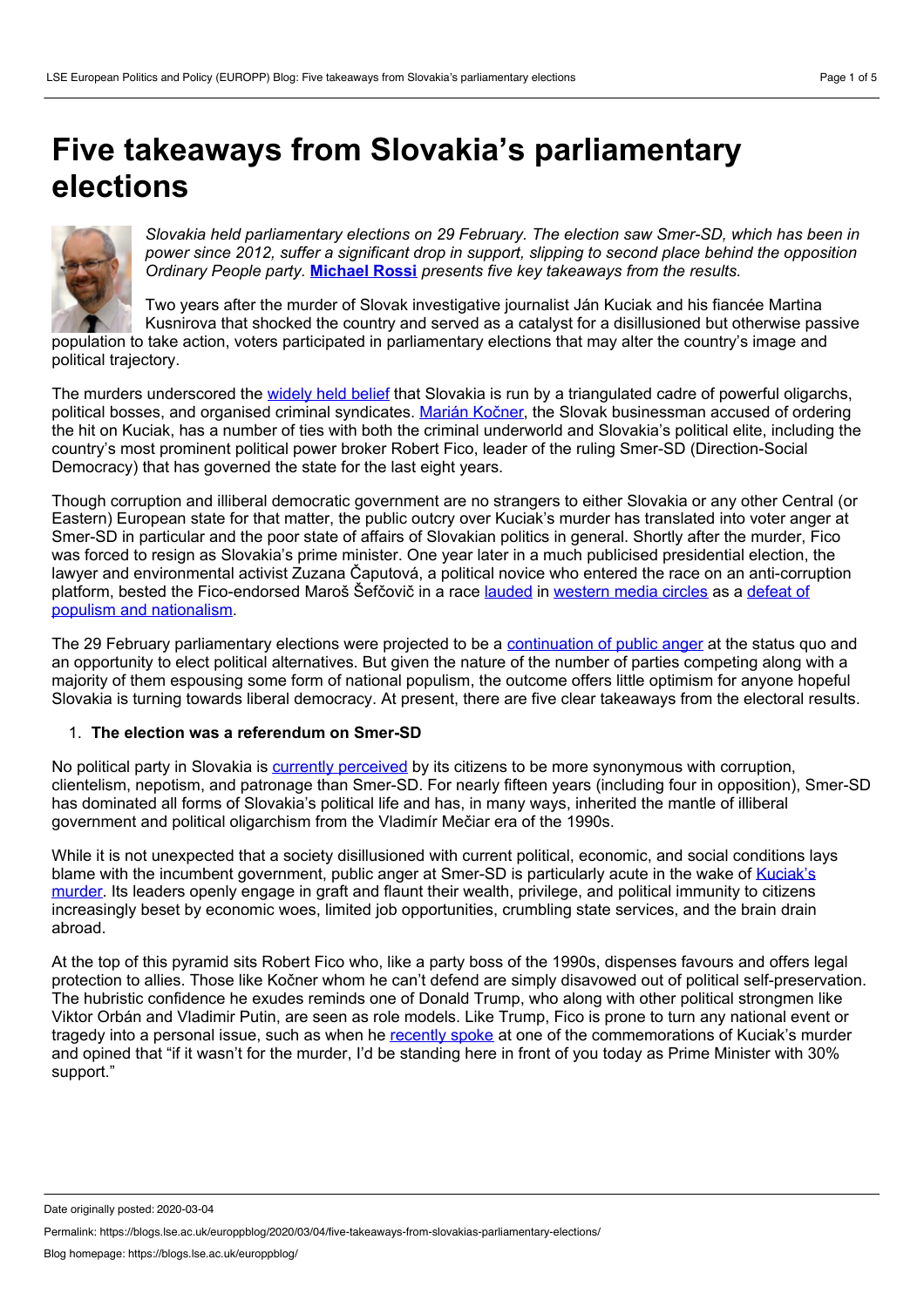# Five takeaways from Slovakia's parliamentary elections

*Slovakia held parliamentary elections on 29 February. The election saw Smer-SD, which has been in power since 2012, suffer a significant drop in support, slipping to second place behind the opposition Ordinary People party.* **Michael Rossi** *presents five key takeaways from the results.*

Two years after the murder of Slovak investigative journalist Ján Kuciak and his fiancée Martina Kusnirova that shocked the country and served as a catalyst for a disillusioned but otherwise passive population to take action, voters participated in parliamentary elections that may alter the country's image and political trajectory.

The murders underscored the widely held belief that Slovakia is run by a triangulated cadre of powerful oligarchs, political bosses, and organised criminal syndicates. Marián Kočner, the Slovak businessman accused of ordering the hit on Kuciak, has a number of ties with both the criminal underworld and Slovakia's political elite, including the country's most prominent political power broker Robert Fico, leader of the ruling Smer-SD (Direction-Social Democracy) that has governed the state for the last eight years.

Though corruption and illiberal democratic government are no strangers to either Slovakia or any other Central (or Eastern) European state for that matter, the public outcry over Kuciak's murder has translated into voter anger at Smer-SD in particular and the poor state of affairs of Slovakian politics in general. Shortly after the murder, Fico was forced to resign as Slovakia's prime minister. One year later in a much publicised presidential election, the lawyer and environmental activist Zuzana Čaputová, a political novice who entered the race on an anti-corruption platform, bested the Fico-endorsed Maroš Šefčovič in a race lauded in western media circles as a defeat of populism and nationalism.

The 29 February parliamentary elections were projected to be a continuation of public anger at the status quo and an opportunity to elect political alternatives. But given the nature of the number of parties competing along with a majority of them espousing some form of national populism, the outcome offers little optimism for anyone hopeful Slovakia is turning towards liberal democracy. At present, there are five clear takeaways from the electoral results.

1. **The election was a referendum on Smer-SD**

No political party in Slovakia is currently perceived by its citizens to be more synonymous with corruption, clientelism, nepotism, and patronage than Smer-SD. For nearly fifteen years (including four in opposition), Smer-SD has dominated all forms of Slovakia's political life and has, in many ways, inherited the mantle of illiberal government and political oligarchism from the Vladimír Mečiar era of the 1990s.

While it is not unexpected that a society disillusioned with current political, economic, and social conditions lays blame with the incumbent government, public anger at Smer-SD is particularly acute in the wake of Kuciak's murder. Its leaders openly engage in graft and flaunt their wealth, privilege, and political immunity to citizens increasingly beset by economic woes, limited job opportunities, crumbling state services, and the brain drain abroad.

At the top of this pyramid sits Robert Fico who, like a party boss of the 1990s, dispenses favours and offers legal protection to allies. Those like Kočner whom he can't defend are simply disavowed out of political self-preservation. The hubristic confidence he exudes reminds one of Donald Trump, who along with other political strongmen like Viktor Orbán and Vladimir Putin, are seen as role models. Like Trump, Fico is prone to turn any national event or tragedy into a personal issue, such as when he recently spoke at one of the commemorations of Kuciak's murder and opined that "if it wasn't for the murder, I'd be standing here in front of you today as Prime Minister with 30% support."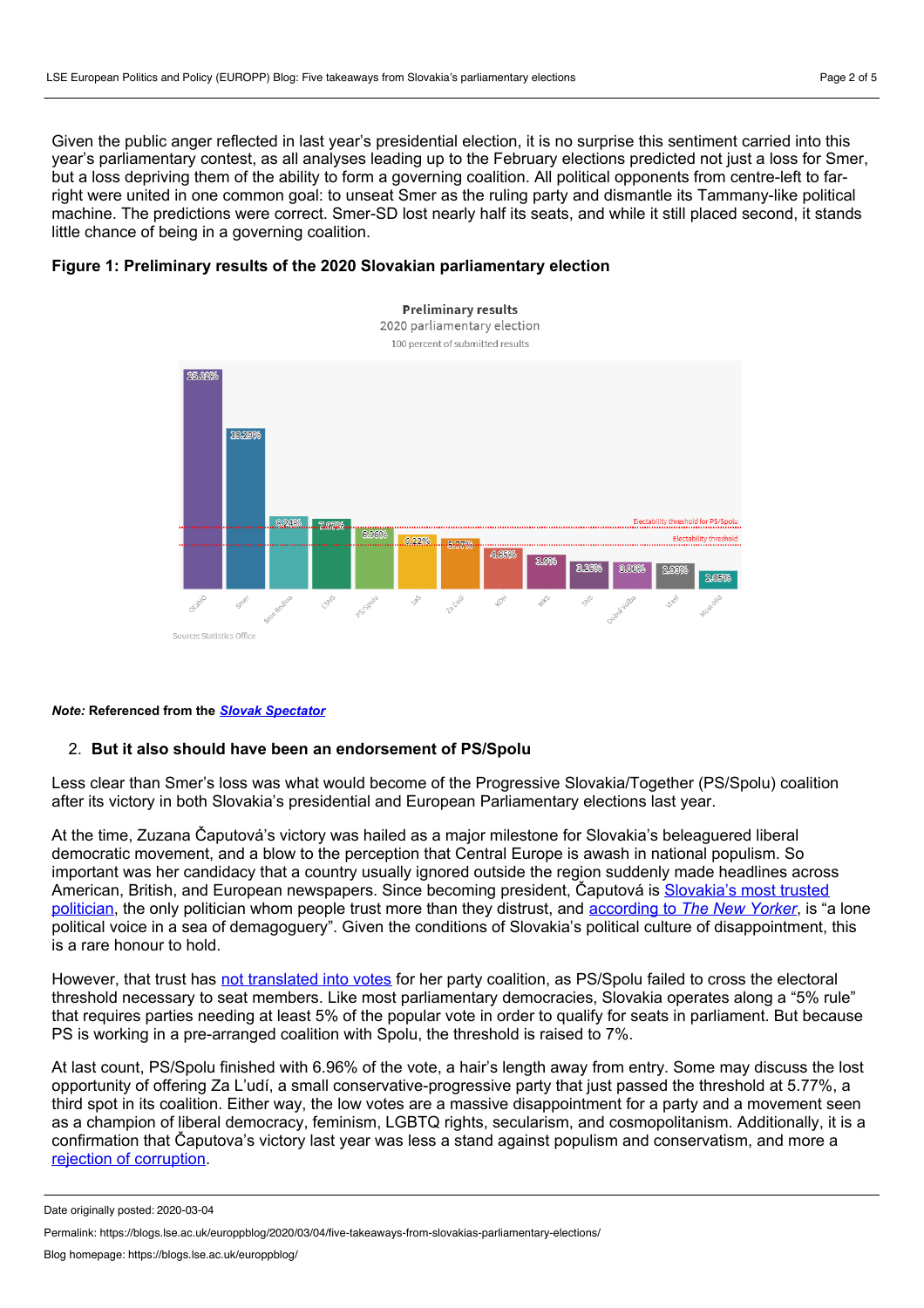Given the public anger reflected in last year's presidential election, it is no surprise this sentiment carried into this year's parliamentary contest, as all analyses leading up to the February elections predicted not just a loss for Smer, but a loss depriving them of the ability to form a governing coalition. All political opponents from centre-left to far-right were united in one common goal: to unseat Smer as the ruling party and dismantle its Tammany-like political machine. The predictions were correct. Smer-SD lost nearly half its seats, and while it still placed second, it stands little chance of being in a governing coalition.

**Figure 1: Preliminary results of the 2020 Slovakian parliamentary election**

Preliminary results
2020 parliamentary election
100 percent of submitted results

| Party | Result |
|---|---|
| OĽaNO | 25.02% |
| Smer | 18.29% |
| Sme Rodina | 8.24% |
| ĽSNS | 7.97% |
| PS/Spolu | 6.96% |
| SaS | 6.22% |
| Za ľudí | 5.77% |
| KDH | 4.65% |
| MKS | 3.9% |
| SNS | 3.16% |
| Dobrá voľba | 3.06% |
| Vlasť | 2.93% |
| Most-Híd | 2.05% |

Electability threshold for PS/Spolu; Electability threshold

Source: Statistics Office

***Note:*** **Referenced from the *Slovak Spectator***

2. **But it also should have been an endorsement of PS/Spolu**

Less clear than Smer's loss was what would become of the Progressive Slovakia/Together (PS/Spolu) coalition after its victory in both Slovakia's presidential and European Parliamentary elections last year.

At the time, Zuzana Čaputová's victory was hailed as a major milestone for Slovakia's beleaguered liberal democratic movement, and a blow to the perception that Central Europe is awash in national populism. So important was her candidacy that a country usually ignored outside the region suddenly made headlines across American, British, and European newspapers. Since becoming president, Čaputová is Slovakia's most trusted politician, the only politician whom people trust more than they distrust, and according to *The New Yorker*, is "a lone political voice in a sea of demagoguery". Given the conditions of Slovakia's political culture of disappointment, this is a rare honour to hold.

However, that trust has not translated into votes for her party coalition, as PS/Spolu failed to cross the electoral threshold necessary to seat members. Like most parliamentary democracies, Slovakia operates along a "5% rule" that requires parties needing at least 5% of the popular vote in order to qualify for seats in parliament. But because PS is working in a pre-arranged coalition with Spolu, the threshold is raised to 7%.

At last count, PS/Spolu finished with 6.96% of the vote, a hair's length away from entry. Some may discuss the lost opportunity of offering Za L'udí, a small conservative-progressive party that just passed the threshold at 5.77%, a third spot in its coalition. Either way, the low votes are a massive disappointment for a party and a movement seen as a champion of liberal democracy, feminism, LGBTQ rights, secularism, and cosmopolitanism. Additionally, it is a confirmation that Čaputova's victory last year was less a stand against populism and conservatism, and more a rejection of corruption.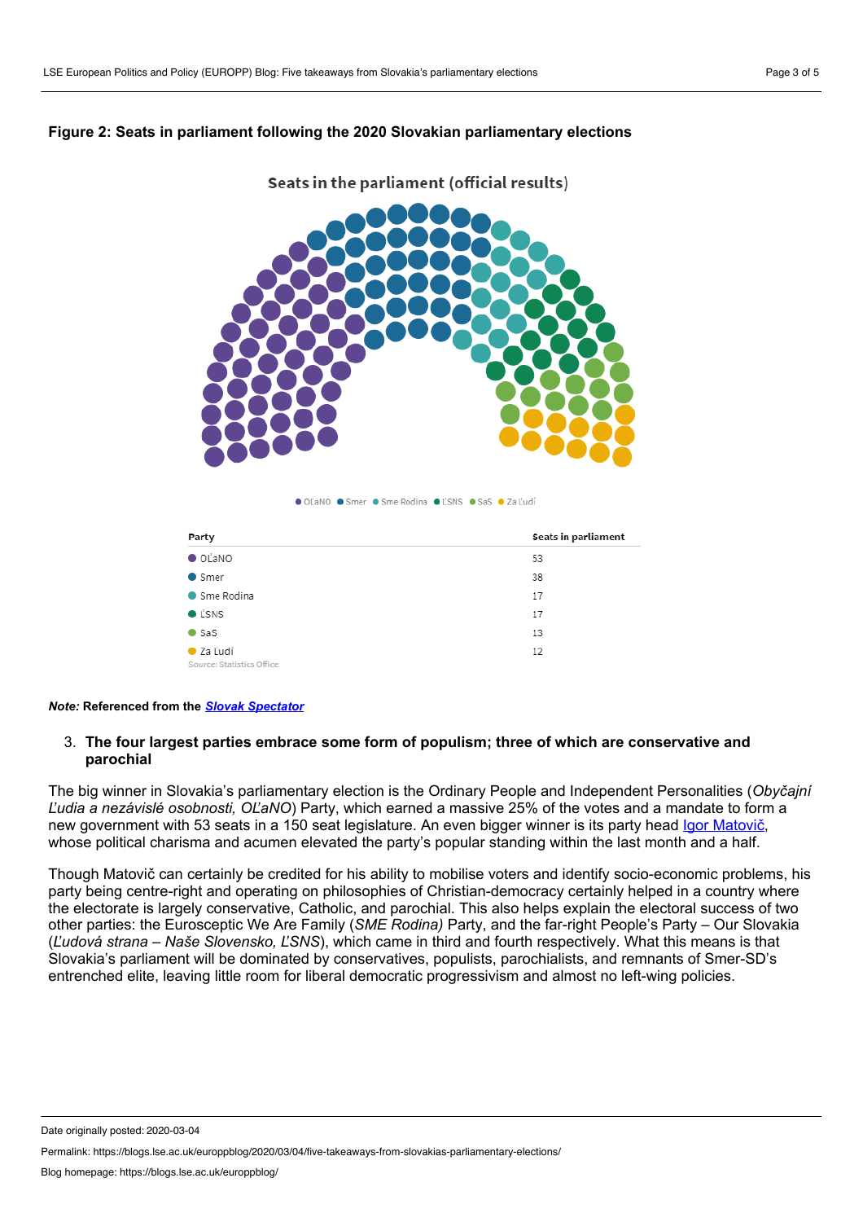**Figure 2: Seats in parliament following the 2020 Slovakian parliamentary elections**

Seats in the parliament (official results)

| Party | Seats in parliament |
| --- | --- |
| OĽaNO | 53 |
| Smer | 38 |
| Sme Rodina | 17 |
| ĽSNS | 17 |
| SaS | 13 |
| Za Ľudí | 12 |

Source: Statistics Office

*Note:* **Referenced from the *Slovak Spectator***

3. **The four largest parties embrace some form of populism; three of which are conservative and parochial**

The big winner in Slovakia's parliamentary election is the Ordinary People and Independent Personalities (*Obyčajní Ľudia a nezávislé osobnosti, OĽaNO*) Party, which earned a massive 25% of the votes and a mandate to form a new government with 53 seats in a 150 seat legislature. An even bigger winner is its party head Igor Matovič, whose political charisma and acumen elevated the party's popular standing within the last month and a half.

Though Matovič can certainly be credited for his ability to mobilise voters and identify socio-economic problems, his party being centre-right and operating on philosophies of Christian-democracy certainly helped in a country where the electorate is largely conservative, Catholic, and parochial. This also helps explain the electoral success of two other parties: the Eurosceptic We Are Family (*SME Rodina)* Party, and the far-right People's Party – Our Slovakia (*Ľudová strana – Naše Slovensko, ĽSNS*), which came in third and fourth respectively. What this means is that Slovakia's parliament will be dominated by conservatives, populists, parochialists, and remnants of Smer-SD's entrenched elite, leaving little room for liberal democratic progressivism and almost no left-wing policies.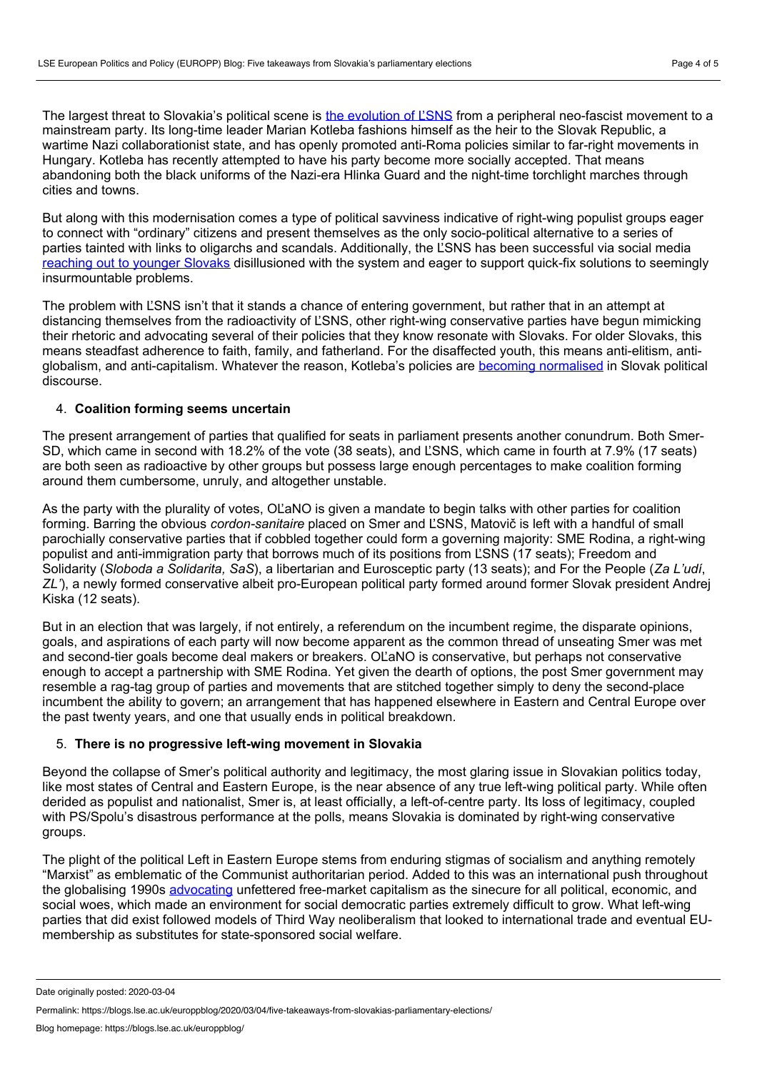The largest threat to Slovakia's political scene is [the evolution of ĽSNS](#) from a peripheral neo-fascist movement to a mainstream party. Its long-time leader Marian Kotleba fashions himself as the heir to the Slovak Republic, a wartime Nazi collaborationist state, and has openly promoted anti-Roma policies similar to far-right movements in Hungary. Kotleba has recently attempted to have his party become more socially accepted. That means abandoning both the black uniforms of the Nazi-era Hlinka Guard and the night-time torchlight marches through cities and towns.

But along with this modernisation comes a type of political savviness indicative of right-wing populist groups eager to connect with "ordinary" citizens and present themselves as the only socio-political alternative to a series of parties tainted with links to oligarchs and scandals. Additionally, the ĽSNS has been successful via social media [reaching out to younger Slovaks](#) disillusioned with the system and eager to support quick-fix solutions to seemingly insurmountable problems.

The problem with ĽSNS isn't that it stands a chance of entering government, but rather that in an attempt at distancing themselves from the radioactivity of ĽSNS, other right-wing conservative parties have begun mimicking their rhetoric and advocating several of their policies that they know resonate with Slovaks. For older Slovaks, this means steadfast adherence to faith, family, and fatherland. For the disaffected youth, this means anti-elitism, anti-globalism, and anti-capitalism. Whatever the reason, Kotleba's policies are [becoming normalised](#) in Slovak political discourse.

4. **Coalition forming seems uncertain**

The present arrangement of parties that qualified for seats in parliament presents another conundrum. Both Smer-SD, which came in second with 18.2% of the vote (38 seats), and ĽSNS, which came in fourth at 7.9% (17 seats) are both seen as radioactive by other groups but possess large enough percentages to make coalition forming around them cumbersome, unruly, and altogether unstable.

As the party with the plurality of votes, OĽaNO is given a mandate to begin talks with other parties for coalition forming. Barring the obvious *cordon-sanitaire* placed on Smer and ĽSNS, Matovič is left with a handful of small parochially conservative parties that if cobbled together could form a governing majority: SME Rodina, a right-wing populist and anti-immigration party that borrows much of its positions from ĽSNS (17 seats); Freedom and Solidarity (*Sloboda a Solidarita, SaS*), a libertarian and Eurosceptic party (13 seats); and For the People (*Za L'udí, ZL'*), a newly formed conservative albeit pro-European political party formed around former Slovak president Andrej Kiska (12 seats).

But in an election that was largely, if not entirely, a referendum on the incumbent regime, the disparate opinions, goals, and aspirations of each party will now become apparent as the common thread of unseating Smer was met and second-tier goals become deal makers or breakers. OĽaNO is conservative, but perhaps not conservative enough to accept a partnership with SME Rodina. Yet given the dearth of options, the post Smer government may resemble a rag-tag group of parties and movements that are stitched together simply to deny the second-place incumbent the ability to govern; an arrangement that has happened elsewhere in Eastern and Central Europe over the past twenty years, and one that usually ends in political breakdown.

5. **There is no progressive left-wing movement in Slovakia**

Beyond the collapse of Smer's political authority and legitimacy, the most glaring issue in Slovakian politics today, like most states of Central and Eastern Europe, is the near absence of any true left-wing political party. While often derided as populist and nationalist, Smer is, at least officially, a left-of-centre party. Its loss of legitimacy, coupled with PS/Spolu's disastrous performance at the polls, means Slovakia is dominated by right-wing conservative groups.

The plight of the political Left in Eastern Europe stems from enduring stigmas of socialism and anything remotely "Marxist" as emblematic of the Communist authoritarian period. Added to this was an international push throughout the globalising 1990s [advocating](#) unfettered free-market capitalism as the sinecure for all political, economic, and social woes, which made an environment for social democratic parties extremely difficult to grow. What left-wing parties that did exist followed models of Third Way neoliberalism that looked to international trade and eventual EU-membership as substitutes for state-sponsored social welfare.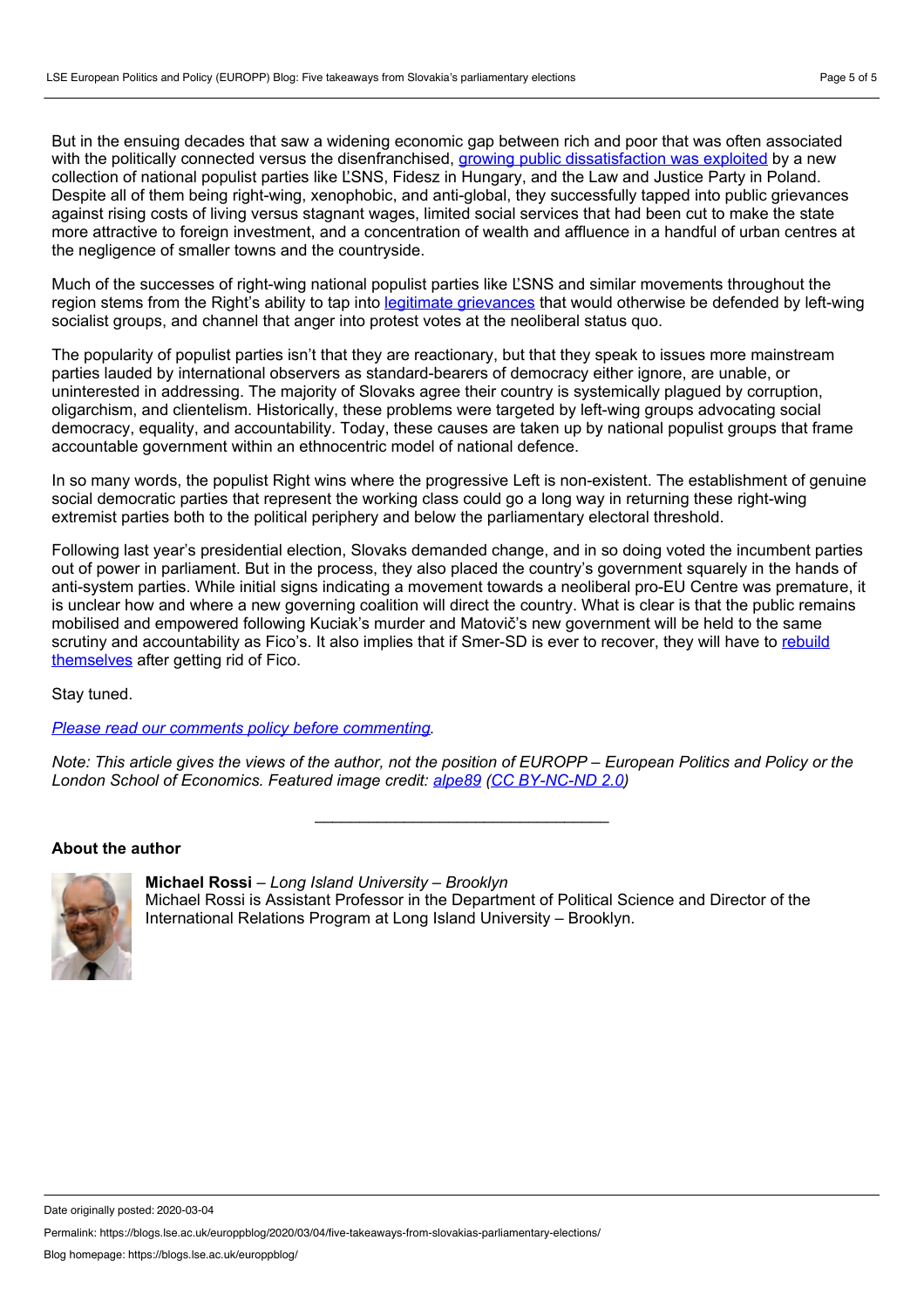But in the ensuing decades that saw a widening economic gap between rich and poor that was often associated with the politically connected versus the disenfranchised, growing public dissatisfaction was exploited by a new collection of national populist parties like ĽSNS, Fidesz in Hungary, and the Law and Justice Party in Poland. Despite all of them being right-wing, xenophobic, and anti-global, they successfully tapped into public grievances against rising costs of living versus stagnant wages, limited social services that had been cut to make the state more attractive to foreign investment, and a concentration of wealth and affluence in a handful of urban centres at the negligence of smaller towns and the countryside.

Much of the successes of right-wing national populist parties like ĽSNS and similar movements throughout the region stems from the Right's ability to tap into legitimate grievances that would otherwise be defended by left-wing socialist groups, and channel that anger into protest votes at the neoliberal status quo.

The popularity of populist parties isn't that they are reactionary, but that they speak to issues more mainstream parties lauded by international observers as standard-bearers of democracy either ignore, are unable, or uninterested in addressing. The majority of Slovaks agree their country is systemically plagued by corruption, oligarchism, and clientelism. Historically, these problems were targeted by left-wing groups advocating social democracy, equality, and accountability. Today, these causes are taken up by national populist groups that frame accountable government within an ethnocentric model of national defence.

In so many words, the populist Right wins where the progressive Left is non-existent. The establishment of genuine social democratic parties that represent the working class could go a long way in returning these right-wing extremist parties both to the political periphery and below the parliamentary electoral threshold.

Following last year's presidential election, Slovaks demanded change, and in so doing voted the incumbent parties out of power in parliament. But in the process, they also placed the country's government squarely in the hands of anti-system parties. While initial signs indicating a movement towards a neoliberal pro-EU Centre was premature, it is unclear how and where a new governing coalition will direct the country. What is clear is that the public remains mobilised and empowered following Kuciak's murder and Matovič's new government will be held to the same scrutiny and accountability as Fico's. It also implies that if Smer-SD is ever to recover, they will have to rebuild themselves after getting rid of Fico.

Stay tuned.

*Please read our comments policy before commenting.*

*Note: This article gives the views of the author, not the position of EUROPP – European Politics and Policy or the London School of Economics. Featured image credit: alpe89 (CC BY-NC-ND 2.0)*

---

### About the author

**Michael Rossi** – *Long Island University – Brooklyn*
Michael Rossi is Assistant Professor in the Department of Political Science and Director of the International Relations Program at Long Island University – Brooklyn.

Date originally posted: 2020-03-04

Permalink: https://blogs.lse.ac.uk/europpblog/2020/03/04/five-takeaways-from-slovakias-parliamentary-elections/

Blog homepage: https://blogs.lse.ac.uk/europpblog/